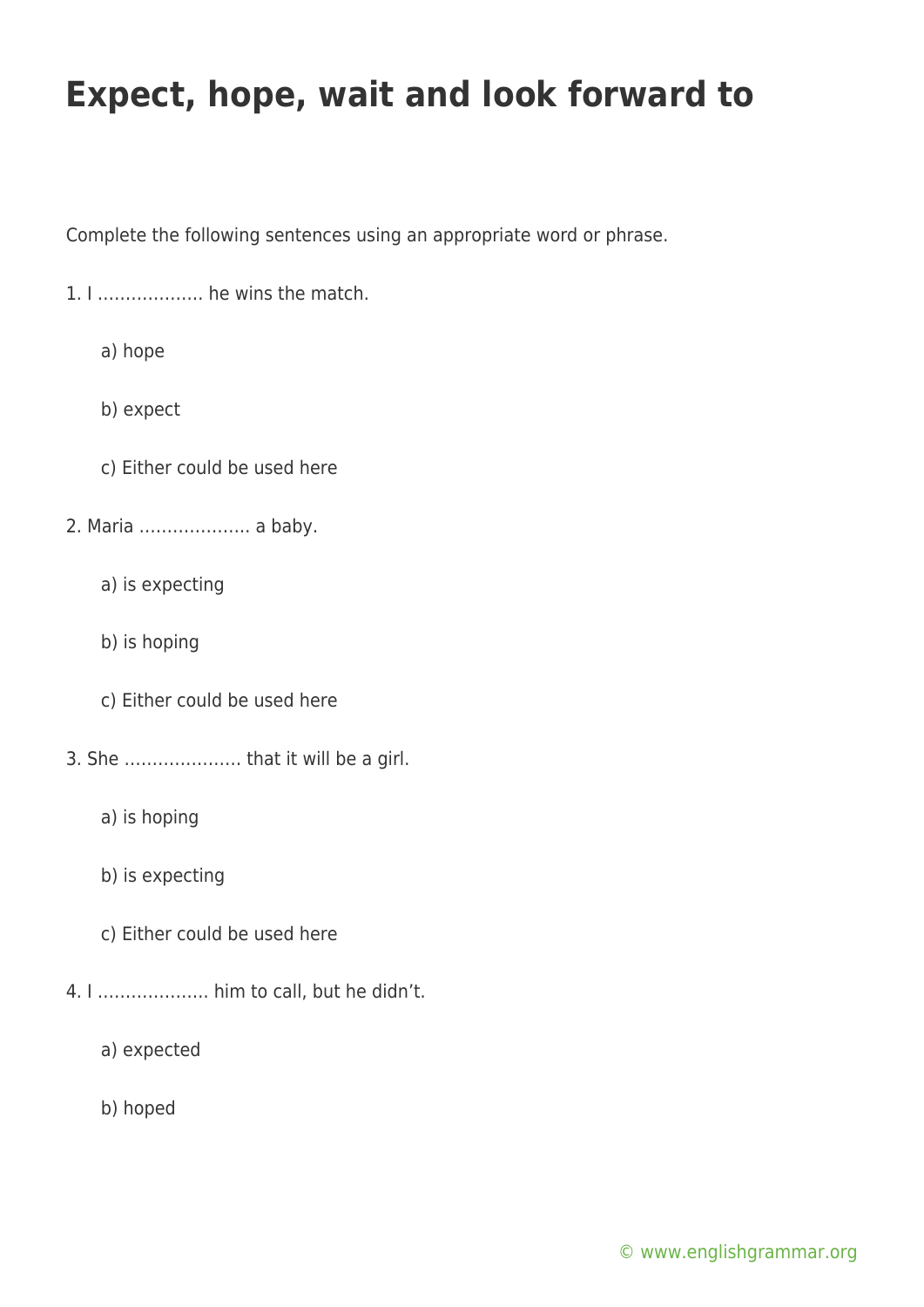# Expect, hope, wait and look forward to

Complete the following sentences using an appropriate word or phrase.

1. I ………………. he wins the match.

   a) hope

   b) expect

   c) Either could be used here

2. Maria ……………….. a baby.

   a) is expecting

   b) is hoping

   c) Either could be used here

3. She ………………… that it will be a girl.

   a) is hoping

   b) is expecting

   c) Either could be used here

4. I ……………….. him to call, but he didn't.

   a) expected

   b) hoped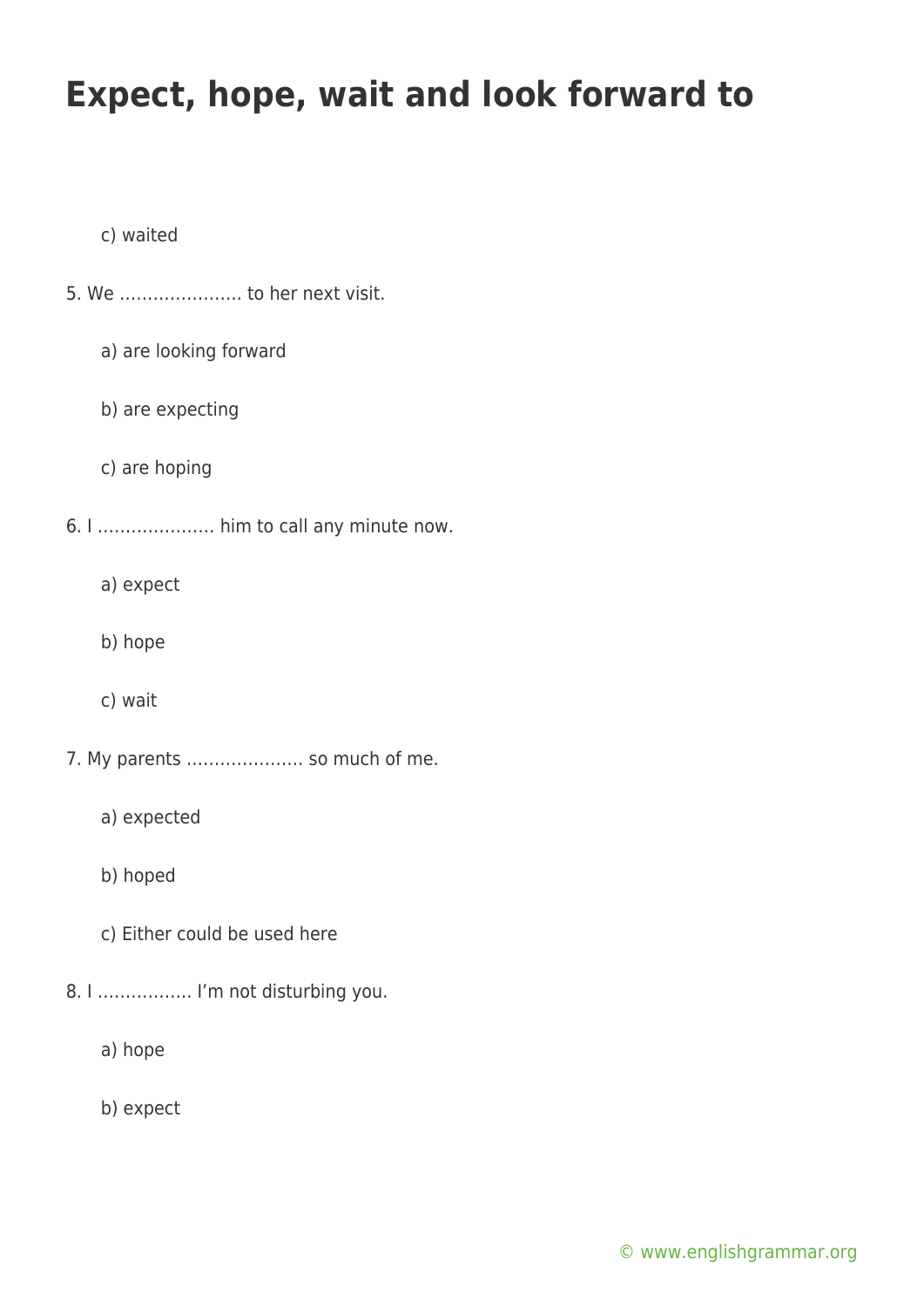# Expect, hope, wait and look forward to

c) waited

5. We …………………. to her next visit.

    a) are looking forward

    b) are expecting

    c) are hoping

6. I ………………… him to call any minute now.

    a) expect

    b) hope

    c) wait

7. My parents ………………… so much of me.

    a) expected

    b) hoped

    c) Either could be used here

8. I ……………. I'm not disturbing you.

    a) hope

    b) expect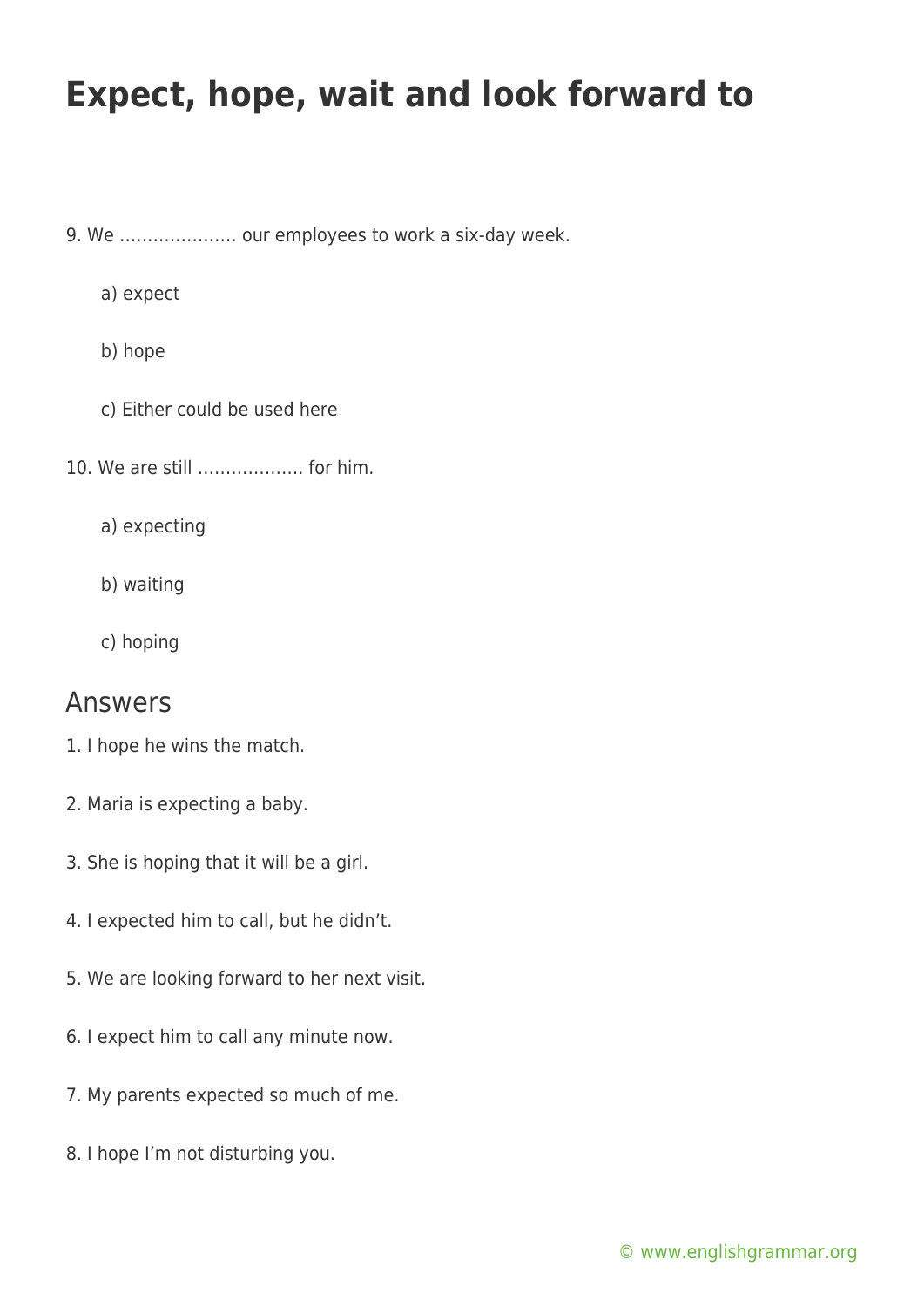# Expect, hope, wait and look forward to

9. We ………………… our employees to work a six-day week.

   a) expect

   b) hope

   c) Either could be used here

10. We are still ………………. for him.

    a) expecting

    b) waiting

    c) hoping

## Answers

1. I hope he wins the match.
2. Maria is expecting a baby.
3. She is hoping that it will be a girl.
4. I expected him to call, but he didn't.
5. We are looking forward to her next visit.
6. I expect him to call any minute now.
7. My parents expected so much of me.
8. I hope I'm not disturbing you.

© www.englishgrammar.org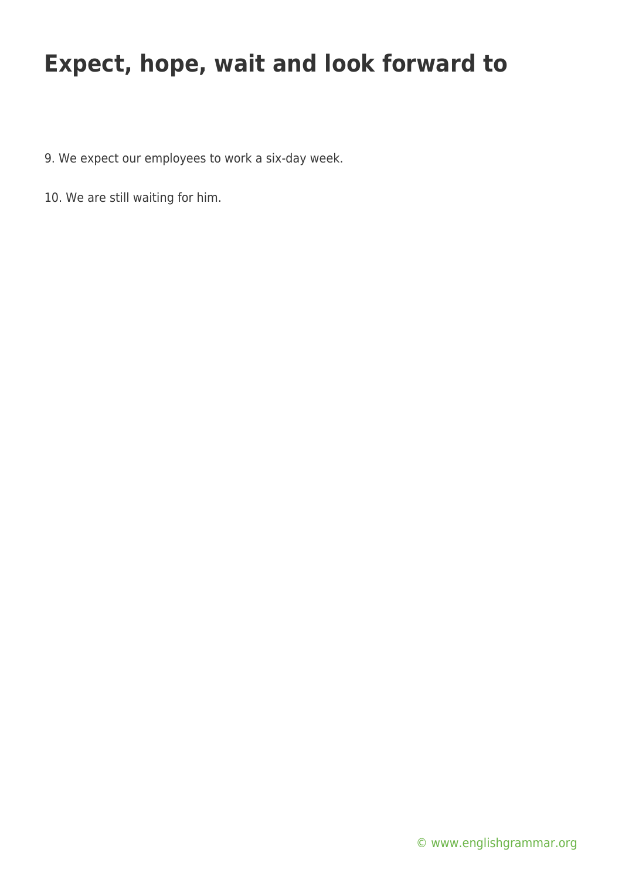9. We expect our employees to work a six-day week.

10. We are still waiting for him.